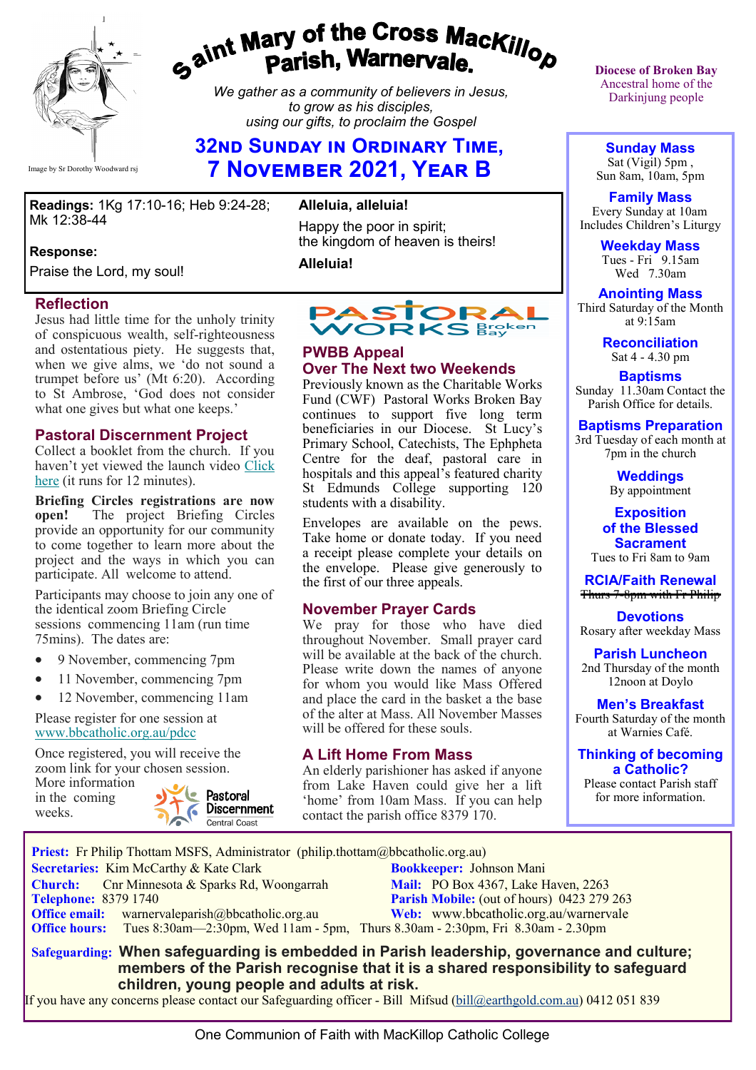# Saint Mary of the Cross MacKillop Parish, Warnervale.

*We gather as a community of believers in Jesus, to grow as his disciples, using our gifts, to proclaim the Gospel*

Image by Sr Dorothy Woodward rsj

Diocese of Broken Bay
Ancestral home of the Darkinjung people

## 32nd Sunday in Ordinary Time, 7 November 2021, Year B

**Readings:** 1Kg 17:10-16; Heb 9:24-28; Mk 12:38-44

**Response:**
Praise the Lord, my soul!

**Alleluia, alleluia!**
Happy the poor in spirit;
the kingdom of heaven is theirs!
**Alleluia!**

## Reflection

Jesus had little time for the unholy trinity of conspicuous wealth, self-righteousness and ostentatious piety. He suggests that, when we give alms, we 'do not sound a trumpet before us' (Mt 6:20). According to St Ambrose, 'God does not consider what one gives but what one keeps.'

## Pastoral Discernment Project

Collect a booklet from the church. If you haven't yet viewed the launch video Click here (it runs for 12 minutes).

**Briefing Circles registrations are now open!** The project Briefing Circles provide an opportunity for our community to come together to learn more about the project and the ways in which you can participate. All welcome to attend.

Participants may choose to join any one of the identical zoom Briefing Circle sessions commencing 11am (run time 75mins). The dates are:

- 9 November, commencing 7pm
- 11 November, commencing 7pm
- 12 November, commencing 11am

Please register for one session at www.bbcatholic.org.au/pdcc

Once registered, you will receive the zoom link for your chosen session. More information in the coming weeks.

Pastoral Discernment Central Coast

PASTORAL WORKS Broken Bay

## PWBB Appeal Over The Next two Weekends

Previously known as the Charitable Works Fund (CWF) Pastoral Works Broken Bay continues to support five long term beneficiaries in our Diocese. St Lucy's Primary School, Catechists, The Ephpheta Centre for the deaf, pastoral care in hospitals and this appeal's featured charity St Edmunds College supporting 120 students with a disability.

Envelopes are available on the pews. Take home or donate today. If you need a receipt please complete your details on the envelope. Please give generously to the first of our three appeals.

## November Prayer Cards

We pray for those who have died throughout November. Small prayer card will be available at the back of the church. Please write down the names of anyone for whom you would like Mass Offered and place the card in the basket a the base of the alter at Mass. All November Masses will be offered for these souls.

## A Lift Home From Mass

An elderly parishioner has asked if anyone from Lake Haven could give her a lift 'home' from 10am Mass. If you can help contact the parish office 8379 170.

### Sunday Mass
Sat (Vigil) 5pm ,
Sun 8am, 10am, 5pm

### Family Mass
Every Sunday at 10am
Includes Children's Liturgy

### Weekday Mass
Tues - Fri 9.15am
Wed 7.30am

### Anointing Mass
Third Saturday of the Month at 9:15am

### Reconciliation
Sat 4 - 4.30 pm

### Baptisms
Sunday 11.30am Contact the Parish Office for details.

### Baptisms Preparation
3rd Tuesday of each month at 7pm in the church

### Weddings
By appointment

### Exposition of the Blessed Sacrament
Tues to Fri 8am to 9am

### RCIA/Faith Renewal
~~Thurs 7-8pm with Fr Philip~~

### Devotions
Rosary after weekday Mass

### Parish Luncheon
2nd Thursday of the month 12noon at Doylo

### Men's Breakfast
Fourth Saturday of the month at Warnies Café.

### Thinking of becoming a Catholic?
Please contact Parish staff for more information.

**Priest:** Fr Philip Thottam MSFS, Administrator (philip.thottam@bbcatholic.org.au)
**Secretaries:** Kim McCarthy & Kate Clark
**Bookkeeper:** Johnson Mani
**Church:** Cnr Minnesota & Sparks Rd, Woongarrah
**Mail:** PO Box 4367, Lake Haven, 2263
**Telephone:** 8379 1740
**Parish Mobile:** (out of hours) 0423 279 263
**Office email:** warnervaleparish@bbcatholic.org.au
**Web:** www.bbcatholic.org.au/warnervale
**Office hours:** Tues 8:30am—2:30pm, Wed 11am - 5pm, Thurs 8.30am - 2:30pm, Fri 8.30am - 2.30pm

**Safeguarding:** **When safeguarding is embedded in Parish leadership, governance and culture; members of the Parish recognise that it is a shared responsibility to safeguard children, young people and adults at risk.**

If you have any concerns please contact our Safeguarding officer - Bill Mifsud (bill@earthgold.com.au) 0412 051 839

One Communion of Faith with MacKillop Catholic College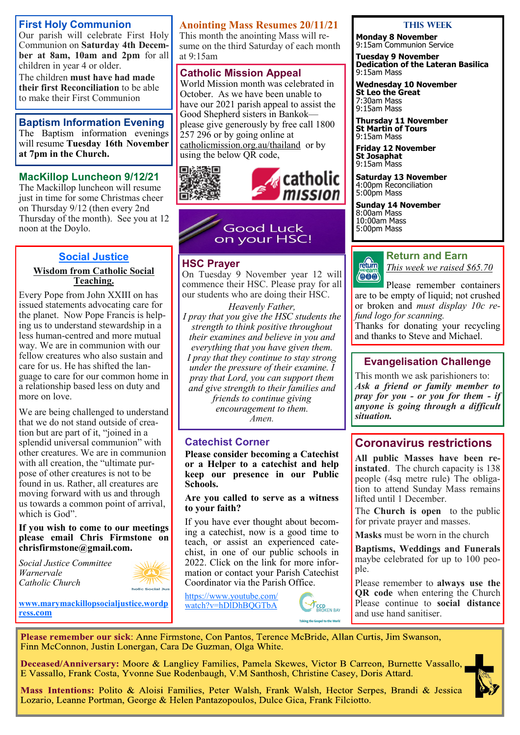## First Holy Communion

Our parish will celebrate First Holy Communion on **Saturday 4th December at 8am, 10am and 2pm** for all children in year 4 or older.

The children **must have had made their first Reconciliation** to be able to make their First Communion

## Baptism Information Evening

The Baptism information evenings will resume **Tuesday 16th November at 7pm in the Church.**

## MacKillop Luncheon 9/12/21

The Mackillop luncheon will resume just in time for some Christmas cheer on Thursday 9/12 (then every 2nd Thursday of the month). See you at 12 noon at the Doylo.

## Social Justice

**Wisdom from Catholic Social Teaching.**

Every Pope from John XXIII on has issued statements advocating care for the planet. Now Pope Francis is helping us to understand stewardship in a less human-centred and more mutual way. We are in communion with our fellow creatures who also sustain and care for us. He has shifted the language to care for our common home in a relationship based less on duty and more on love.

We are being challenged to understand that we do not stand outside of creation but are part of it, "joined in a splendid universal communion" with other creatures. We are in communion with all creation, the "ultimate purpose of other creatures is not to be found in us. Rather, all creatures are moving forward with us and through us towards a common point of arrival, which is God".

**If you wish to come to our meetings please email Chris Firmstone on chrisfirmstone@gmail.com.**

*Social Justice Committee*
*Warnervale*
*Catholic Church*

www.marymackillopsocialjustice.wordpress.com

## Anointing Mass Resumes 20/11/21

This month the anointing Mass will resume on the third Saturday of each month at 9:15am

## Catholic Mission Appeal

World Mission month was celebrated in October. As we have been unable to have our 2021 parish appeal to assist the Good Shepherd sisters in Bankok—please give generously by free call 1800 257 296 or by going online at catholicmission.org.au/thailand or by using the below QR code,

Good Luck on your HSC!

## HSC Prayer

On Tuesday 9 November year 12 will commence their HSC. Please pray for all our students who are doing their HSC.

*Heavenly Father,*
*I pray that you give the HSC students the strength to think positive throughout their examines and believe in you and everything that you have given them.*
*I pray that they continue to stay strong under the pressure of their examine. I pray that Lord, you can support them and give strength to their families and friends to continue giving encouragement to them.*
*Amen.*

## Catechist Corner

**Please consider becoming a Catechist or a Helper to a catechist and help keep our presence in our Public Schools.**

**Are you called to serve as a witness to your faith?**

If you have ever thought about becoming a catechist, now is a good time to teach, or assist an experienced catechist, in one of our public schools in 2022. Click on the link for more information or contact your Parish Catechist Coordinator via the Parish Office.

https://www.youtube.com/watch?v=hDlDhBQGTbA

## THIS WEEK

**Monday 8 November**
9:15am Communion Service

**Tuesday 9 November**
**Dedication of the Lateran Basilica**
9:15am Mass

**Wednesday 10 November**
**St Leo the Great**
7:30am Mass
9:15am Mass

**Thursday 11 November**
**St Martin of Tours**
9:15am Mass

**Friday 12 November**
**St Josaphat**
9:15am Mass

**Saturday 13 November**
4:00pm Reconciliation
5:00pm Mass

**Sunday 14 November**
8:00am Mass
10:00am Mass
5:00pm Mass

## Return and Earn

*This week we raised $65.70*

Please remember containers are to be empty of liquid; not crushed or broken and *must display 10c refund logo for scanning.*

Thanks for donating your recycling and thanks to Steve and Michael.

## Evangelisation Challenge

This month we ask parishioners to:
***Ask a friend or family member to pray for you - or you for them - if anyone is going through a difficult situation.***

## Coronavirus restrictions

**All public Masses have been reinstated**. The church capacity is 138 people (4sq metre rule) The obligation to attend Sunday Mass remains lifted until 1 December.

The **Church is open** to the public for private prayer and masses.

**Masks** must be worn in the church

**Baptisms, Weddings and Funerals** maybe celebrated for up to 100 people.

Please remember to **always use the QR code** when entering the Church Please continue to **social distance** and use hand sanitiser.

**Please remember our sick**: Anne Firmstone, Con Pantos, Terence McBride, Allan Curtis, Jim Swanson, Finn McConnon, Justin Lonergan, Cara De Guzman, Olga White.

**Deceased/Anniversary:** Moore & Langliey Families, Pamela Skewes, Victor B Carreon, Burnette Vassallo, E Vassallo, Frank Costa, Yvonne Sue Rodenbaugh, V.M Santhosh, Christine Casey, Doris Attard.

**Mass Intentions:** Polito & Aloisi Families, Peter Walsh, Frank Walsh, Hector Serpes, Brandi & Jessica Lozario, Leanne Portman, George & Helen Pantazopoulos, Dulce Gica, Frank Filciotto.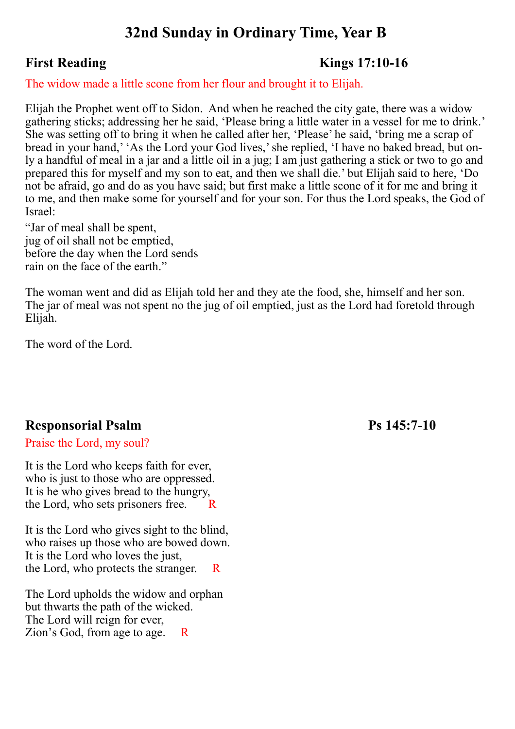# 32nd Sunday in Ordinary Time, Year B

## First Reading — Kings 17:10-16

The widow made a little scone from her flour and brought it to Elijah.

Elijah the Prophet went off to Sidon. And when he reached the city gate, there was a widow gathering sticks; addressing her he said, 'Please bring a little water in a vessel for me to drink.' She was setting off to bring it when he called after her, 'Please' he said, 'bring me a scrap of bread in your hand,' 'As the Lord your God lives,' she replied, 'I have no baked bread, but only a handful of meal in a jar and a little oil in a jug; I am just gathering a stick or two to go and prepared this for myself and my son to eat, and then we shall die.' but Elijah said to here, 'Do not be afraid, go and do as you have said; but first make a little scone of it for me and bring it to me, and then make some for yourself and for your son. For thus the Lord speaks, the God of Israel:

"Jar of meal shall be spent,  
jug of oil shall not be emptied,  
before the day when the Lord sends  
rain on the face of the earth."

The woman went and did as Elijah told her and they ate the food, she, himself and her son. The jar of meal was not spent no the jug of oil emptied, just as the Lord had foretold through Elijah.

The word of the Lord.

## Responsorial Psalm — Ps 145:7-10

Praise the Lord, my soul?

It is the Lord who keeps faith for ever,  
who is just to those who are oppressed.  
It is he who gives bread to the hungry,  
the Lord, who sets prisoners free. R

It is the Lord who gives sight to the blind,  
who raises up those who are bowed down.  
It is the Lord who loves the just,  
the Lord, who protects the stranger. R

The Lord upholds the widow and orphan  
but thwarts the path of the wicked.  
The Lord will reign for ever,  
Zion's God, from age to age. R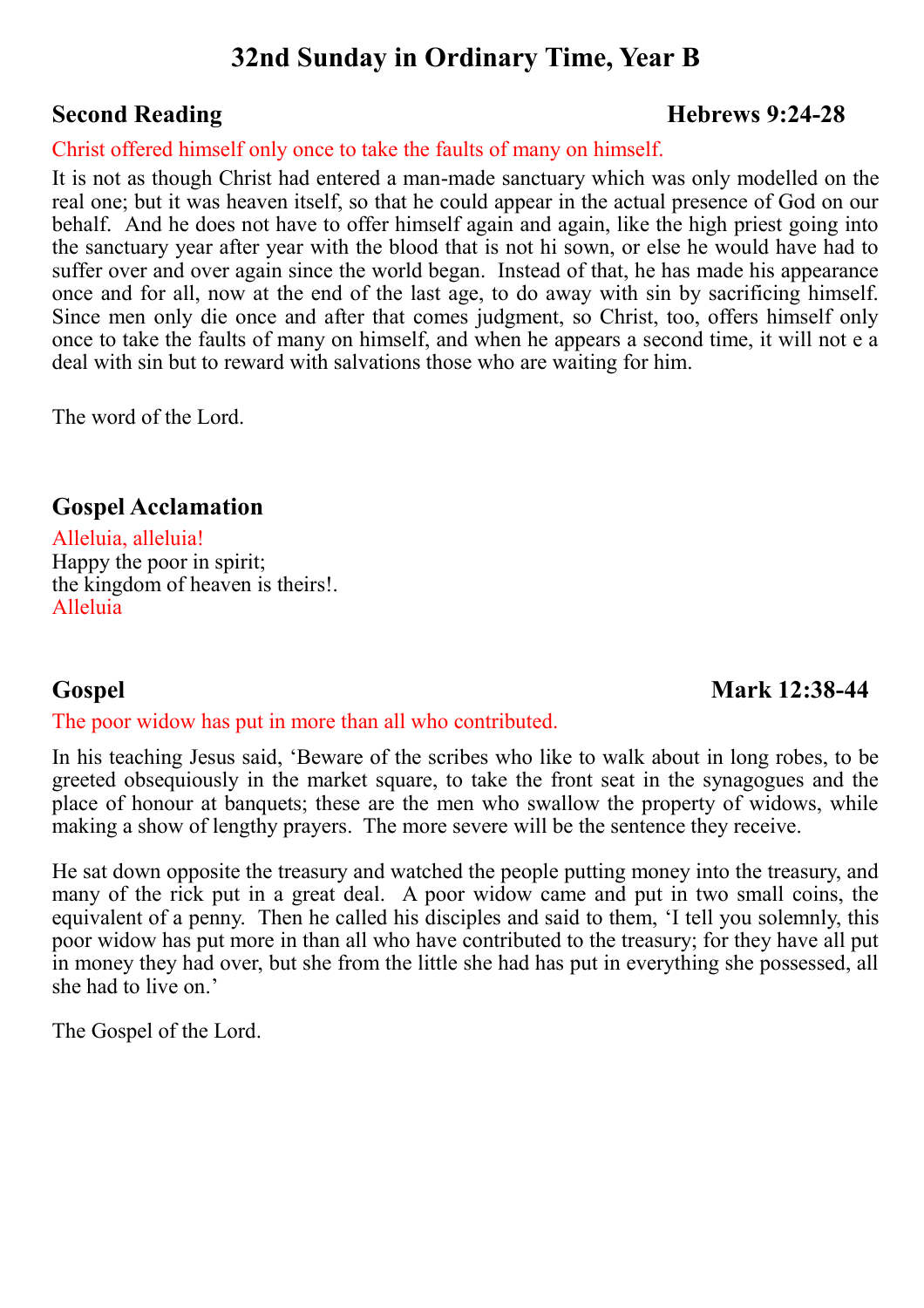# 32nd Sunday in Ordinary Time, Year B

## Second Reading — Hebrews 9:24-28

Christ offered himself only once to take the faults of many on himself.

It is not as though Christ had entered a man-made sanctuary which was only modelled on the real one; but it was heaven itself, so that he could appear in the actual presence of God on our behalf. And he does not have to offer himself again and again, like the high priest going into the sanctuary year after year with the blood that is not hi sown, or else he would have had to suffer over and over again since the world began. Instead of that, he has made his appearance once and for all, now at the end of the last age, to do away with sin by sacrificing himself. Since men only die once and after that comes judgment, so Christ, too, offers himself only once to take the faults of many on himself, and when he appears a second time, it will not e a deal with sin but to reward with salvations those who are waiting for him.

The word of the Lord.

## Gospel Acclamation

Alleluia, alleluia!
Happy the poor in spirit;
the kingdom of heaven is theirs!.
Alleluia

## Gospel — Mark 12:38-44

The poor widow has put in more than all who contributed.

In his teaching Jesus said, 'Beware of the scribes who like to walk about in long robes, to be greeted obsequiously in the market square, to take the front seat in the synagogues and the place of honour at banquets; these are the men who swallow the property of widows, while making a show of lengthy prayers. The more severe will be the sentence they receive.

He sat down opposite the treasury and watched the people putting money into the treasury, and many of the rick put in a great deal. A poor widow came and put in two small coins, the equivalent of a penny. Then he called his disciples and said to them, 'I tell you solemnly, this poor widow has put more in than all who have contributed to the treasury; for they have all put in money they had over, but she from the little she had has put in everything she possessed, all she had to live on.'

The Gospel of the Lord.